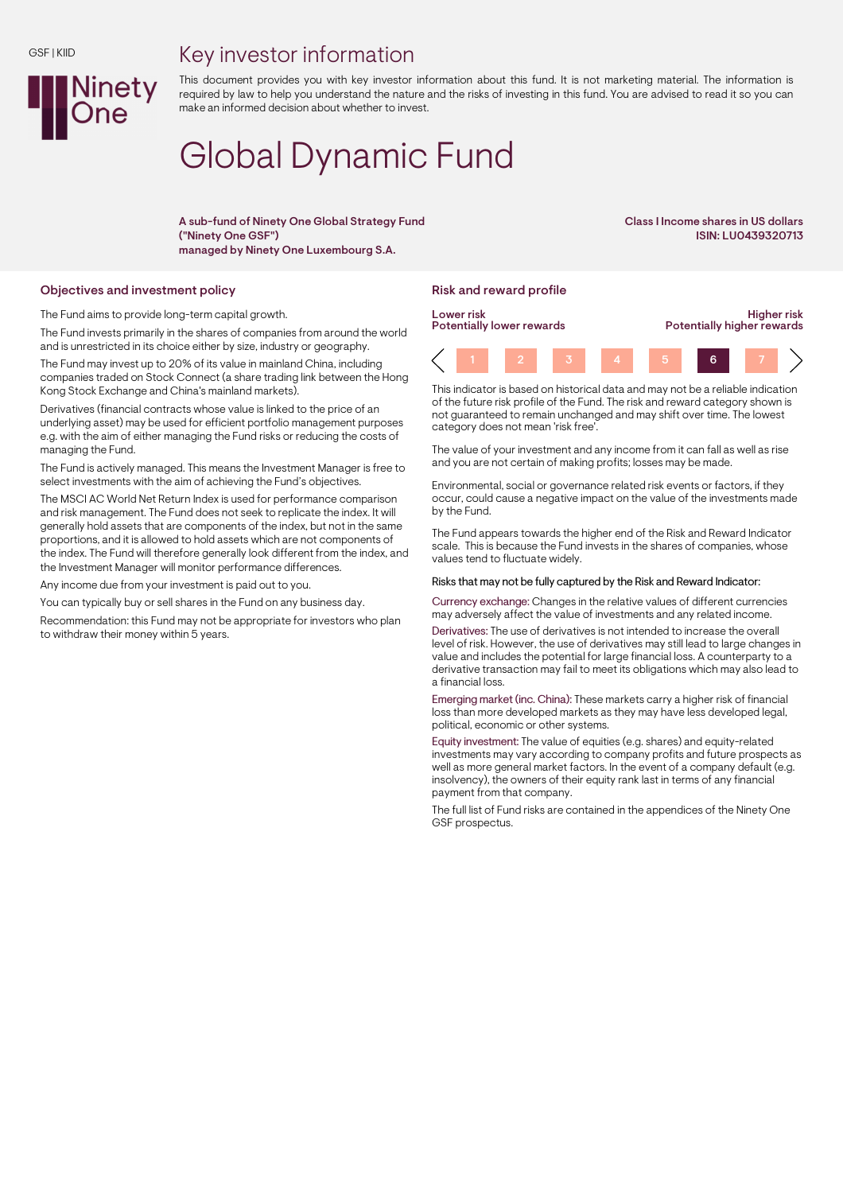GSF | KIID

# Key investor information

This document provides you with key investor information about this fund. It is not marketing material. The information is required by law to help you understand the nature and the risks of investing in this fund. You are advised to read it so you can make an informed decision about whether to invest.

# Global Dynamic Fund

**A sub-fund of Ninety One Global Strategy Fund ("Ninety One GSF") managed by Ninety One Luxembourg S.A.**

**Class I Income shares in US dollars**
**ISIN: LU0439320713**

## Objectives and investment policy

The Fund aims to provide long-term capital growth.

The Fund invests primarily in the shares of companies from around the world and is unrestricted in its choice either by size, industry or geography.

The Fund may invest up to 20% of its value in mainland China, including companies traded on Stock Connect (a share trading link between the Hong Kong Stock Exchange and China's mainland markets).

Derivatives (financial contracts whose value is linked to the price of an underlying asset) may be used for efficient portfolio management purposes e.g. with the aim of either managing the Fund risks or reducing the costs of managing the Fund.

The Fund is actively managed. This means the Investment Manager is free to select investments with the aim of achieving the Fund's objectives.

The MSCI AC World Net Return Index is used for performance comparison and risk management. The Fund does not seek to replicate the index. It will generally hold assets that are components of the index, but not in the same proportions, and it is allowed to hold assets which are not components of the index. The Fund will therefore generally look different from the index, and the Investment Manager will monitor performance differences.

Any income due from your investment is paid out to you.

You can typically buy or sell shares in the Fund on any business day.

Recommendation: this Fund may not be appropriate for investors who plan to withdraw their money within 5 years.

## Risk and reward profile

| Lower risk<br>Potentially lower rewards | | | | | | Higher risk<br>Potentially higher rewards |
|---|---|---|---|---|---|---|
| 1 | 2 | 3 | 4 | 5 | **6** | 7 |

This indicator is based on historical data and may not be a reliable indication of the future risk profile of the Fund. The risk and reward category shown is not guaranteed to remain unchanged and may shift over time. The lowest category does not mean 'risk free'.

The value of your investment and any income from it can fall as well as rise and you are not certain of making profits; losses may be made.

Environmental, social or governance related risk events or factors, if they occur, could cause a negative impact on the value of the investments made by the Fund.

The Fund appears towards the higher end of the Risk and Reward Indicator scale. This is because the Fund invests in the shares of companies, whose values tend to fluctuate widely.

Risks that may not be fully captured by the Risk and Reward Indicator:

Currency exchange: Changes in the relative values of different currencies may adversely affect the value of investments and any related income.

Derivatives: The use of derivatives is not intended to increase the overall level of risk. However, the use of derivatives may still lead to large changes in value and includes the potential for large financial loss. A counterparty to a derivative transaction may fail to meet its obligations which may also lead to a financial loss.

Emerging market (inc. China): These markets carry a higher risk of financial loss than more developed markets as they may have less developed legal, political, economic or other systems.

Equity investment: The value of equities (e.g. shares) and equity-related investments may vary according to company profits and future prospects as well as more general market factors. In the event of a company default (e.g. insolvency), the owners of their equity rank last in terms of any financial payment from that company.

The full list of Fund risks are contained in the appendices of the Ninety One GSF prospectus.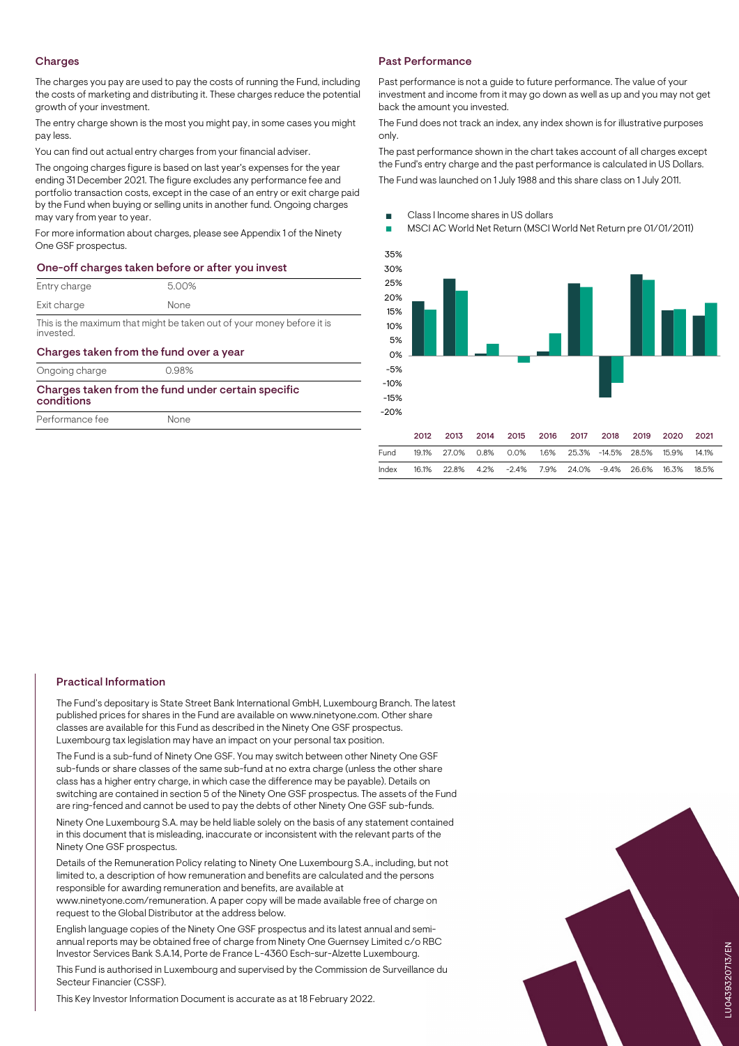## Charges

The charges you pay are used to pay the costs of running the Fund, including the costs of marketing and distributing it. These charges reduce the potential growth of your investment.

The entry charge shown is the most you might pay, in some cases you might pay less.

You can find out actual entry charges from your financial adviser.

The ongoing charges figure is based on last year's expenses for the year ending 31 December 2021. The figure excludes any performance fee and portfolio transaction costs, except in the case of an entry or exit charge paid by the Fund when buying or selling units in another fund. Ongoing charges may vary from year to year.

For more information about charges, please see Appendix 1 of the Ninety One GSF prospectus.

### One-off charges taken before or after you invest

| | |
|---|---|
| Entry charge | 5.00% |
| Exit charge | None |

This is the maximum that might be taken out of your money before it is invested.

### Charges taken from the fund over a year

| | |
|---|---|
| Ongoing charge | 0.98% |

### Charges taken from the fund under certain specific conditions

| | |
|---|---|
| Performance fee | None |

## Past Performance

Past performance is not a guide to future performance. The value of your investment and income from it may go down as well as up and you may not get back the amount you invested.

The Fund does not track an index, any index shown is for illustrative purposes only.

The past performance shown in the chart takes account of all charges except the Fund's entry charge and the past performance is calculated in US Dollars.

The Fund was launched on 1 July 1988 and this share class on 1 July 2011.

- Class I Income shares in US dollars
- MSCI AC World Net Return (MSCI World Net Return pre 01/01/2011)

35%
30%
25%
20%
15%
10%
5%
0%
-5%
-10%
-15%
-20%

| | 2012 | 2013 | 2014 | 2015 | 2016 | 2017 | 2018 | 2019 | 2020 | 2021 |
|---|---|---|---|---|---|---|---|---|---|---|
| Fund | 19.1% | 27.0% | 0.8% | 0.0% | 1.6% | 25.3% | -14.5% | 28.5% | 15.9% | 14.1% |
| Index | 16.1% | 22.8% | 4.2% | -2.4% | 7.9% | 24.0% | -9.4% | 26.6% | 16.3% | 18.5% |

## Practical Information

The Fund's depositary is State Street Bank International GmbH, Luxembourg Branch. The latest published prices for shares in the Fund are available on www.ninetyone.com. Other share classes are available for this Fund as described in the Ninety One GSF prospectus. Luxembourg tax legislation may have an impact on your personal tax position.

The Fund is a sub-fund of Ninety One GSF. You may switch between other Ninety One GSF sub-funds or share classes of the same sub-fund at no extra charge (unless the other share class has a higher entry charge, in which case the difference may be payable). Details on switching are contained in section 5 of the Ninety One GSF prospectus. The assets of the Fund are ring-fenced and cannot be used to pay the debts of other Ninety One GSF sub-funds.

Ninety One Luxembourg S.A. may be held liable solely on the basis of any statement contained in this document that is misleading, inaccurate or inconsistent with the relevant parts of the Ninety One GSF prospectus.

Details of the Remuneration Policy relating to Ninety One Luxembourg S.A., including, but not limited to, a description of how remuneration and benefits are calculated and the persons responsible for awarding remuneration and benefits, are available at www.ninetyone.com/remuneration. A paper copy will be made available free of charge on request to the Global Distributor at the address below.

English language copies of the Ninety One GSF prospectus and its latest annual and semi-annual reports may be obtained free of charge from Ninety One Guernsey Limited c/o RBC Investor Services Bank S.A.14, Porte de France L-4360 Esch-sur-Alzette Luxembourg.

This Fund is authorised in Luxembourg and supervised by the Commission de Surveillance du Secteur Financier (CSSF).

This Key Investor Information Document is accurate as at 18 February 2022.

LU0439320713/EN